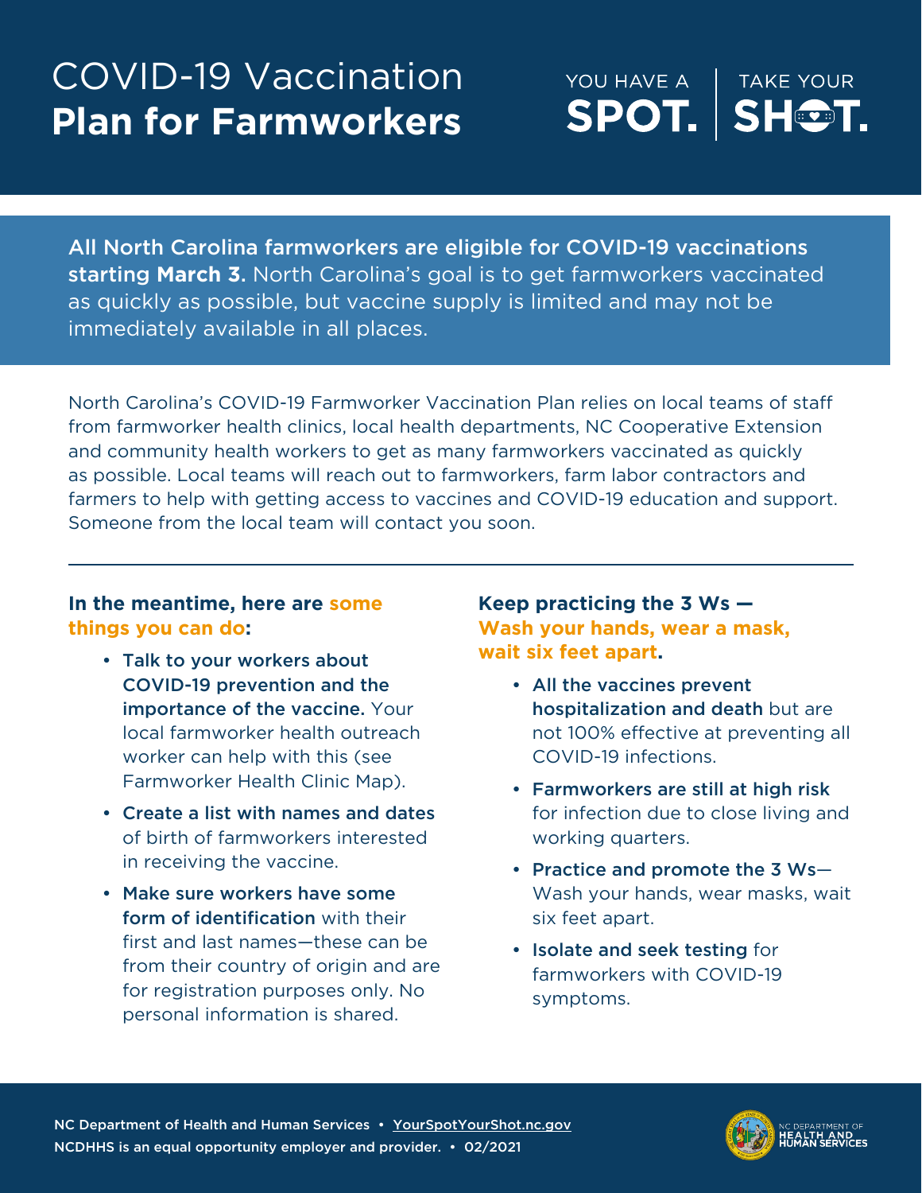# COVID-19 Vaccination **Plan for Farmworkers**

YOU HAVE A **SPOT.** | TAKE YOUR **SHOT.**

**All North Carolina farmworkers are eligible for COVID-19 vaccinations starting March 3.** North Carolina's goal is to get farmworkers vaccinated as quickly as possible, but vaccine supply is limited and may not be immediately available in all places.

North Carolina's COVID-19 Farmworker Vaccination Plan relies on local teams of staff from farmworker health clinics, local health departments, NC Cooperative Extension and community health workers to get as many farmworkers vaccinated as quickly as possible. Local teams will reach out to farmworkers, farm labor contractors and farmers to help with getting access to vaccines and COVID-19 education and support. Someone from the local team will contact you soon.

---

### In the meantime, here are some things you can do:

- **Talk to your workers about COVID-19 prevention and the importance of the vaccine.** Your local farmworker health outreach worker can help with this (see Farmworker Health Clinic Map).
- **Create a list with names and dates** of birth of farmworkers interested in receiving the vaccine.
- **Make sure workers have some form of identification** with their first and last names—these can be from their country of origin and are for registration purposes only. No personal information is shared.

### Keep practicing the 3 Ws — Wash your hands, wear a mask, wait six feet apart.

- **All the vaccines prevent hospitalization and death** but are not 100% effective at preventing all COVID-19 infections.
- **Farmworkers are still at high risk** for infection due to close living and working quarters.
- **Practice and promote the 3 Ws**—Wash your hands, wear masks, wait six feet apart.
- **Isolate and seek testing** for farmworkers with COVID-19 symptoms.

NC Department of Health and Human Services • YourSpotYourShot.nc.gov
NCDHHS is an equal opportunity employer and provider. • 02/2021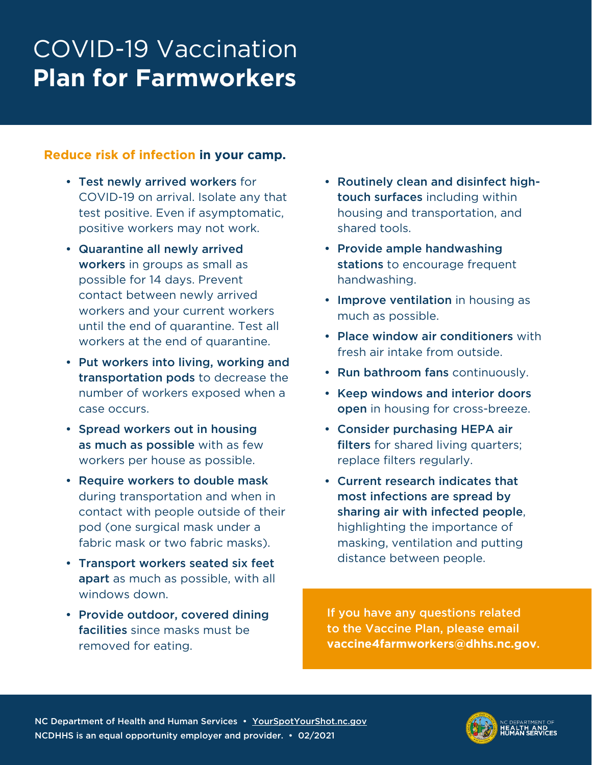# COVID-19 Vaccination **Plan for Farmworkers**

## Reduce risk of infection in your camp.

- **Test newly arrived workers** for COVID-19 on arrival. Isolate any that test positive. Even if asymptomatic, positive workers may not work.
- **Quarantine all newly arrived workers** in groups as small as possible for 14 days. Prevent contact between newly arrived workers and your current workers until the end of quarantine. Test all workers at the end of quarantine.
- **Put workers into living, working and transportation pods** to decrease the number of workers exposed when a case occurs.
- **Spread workers out in housing as much as possible** with as few workers per house as possible.
- **Require workers to double mask** during transportation and when in contact with people outside of their pod (one surgical mask under a fabric mask or two fabric masks).
- **Transport workers seated six feet apart** as much as possible, with all windows down.
- **Provide outdoor, covered dining facilities** since masks must be removed for eating.
- **Routinely clean and disinfect high-touch surfaces** including within housing and transportation, and shared tools.
- **Provide ample handwashing stations** to encourage frequent handwashing.
- **Improve ventilation** in housing as much as possible.
- **Place window air conditioners** with fresh air intake from outside.
- **Run bathroom fans** continuously.
- **Keep windows and interior doors open** in housing for cross-breeze.
- **Consider purchasing HEPA air filters** for shared living quarters; replace filters regularly.
- **Current research indicates that most infections are spread by sharing air with infected people**, highlighting the importance of masking, ventilation and putting distance between people.

**If you have any questions related to the Vaccine Plan, please email vaccine4farmworkers@dhhs.nc.gov.**

NC Department of Health and Human Services • YourSpotYourShot.nc.gov
NCDHHS is an equal opportunity employer and provider. • 02/2021

NC DEPARTMENT OF HEALTH AND HUMAN SERVICES